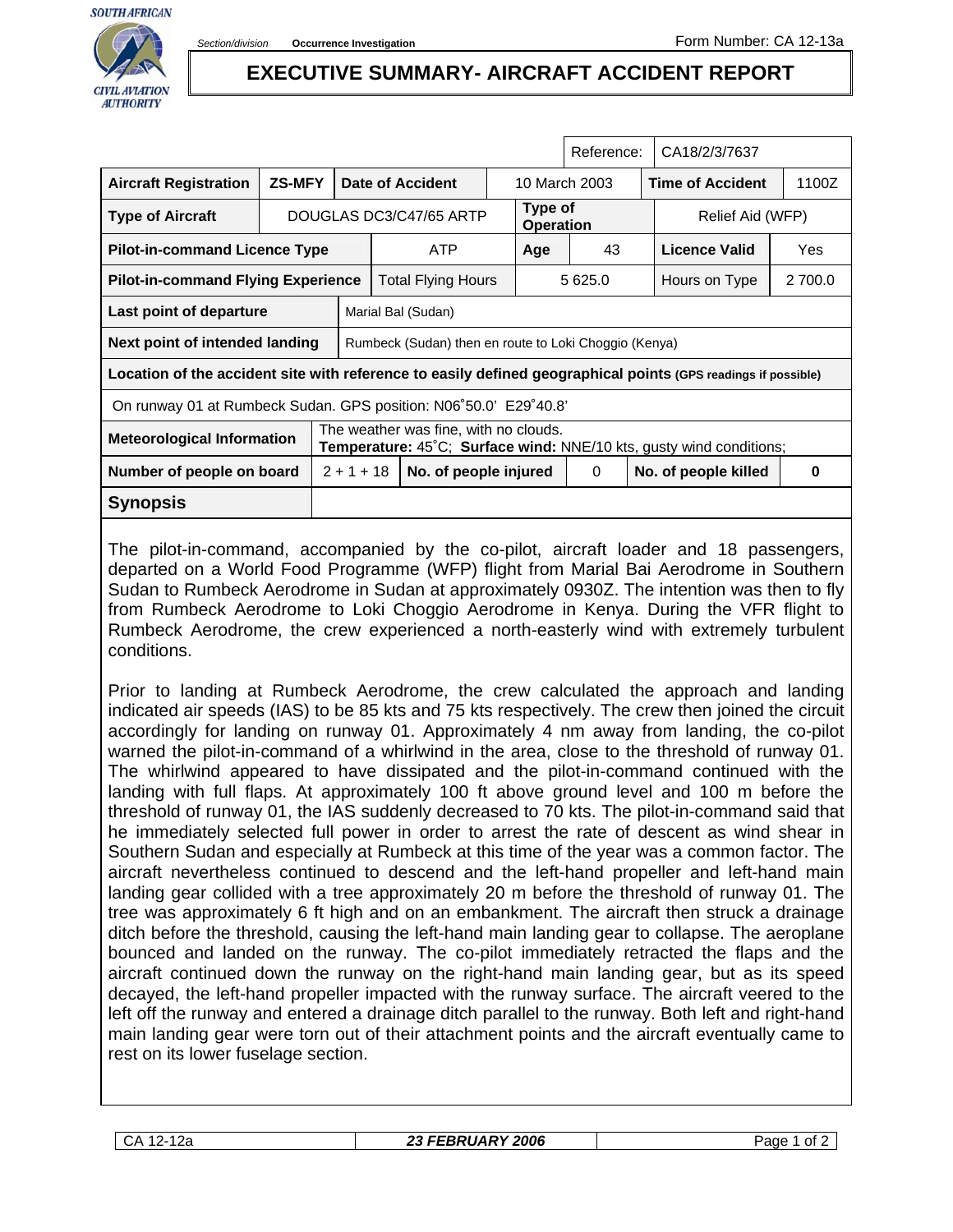SOUTH AFRICAN CIVIL AVIATION AUTHORITY

Section/division Occurrence Investigation

Form Number: CA 12-13a

# EXECUTIVE SUMMARY- AIRCRAFT ACCIDENT REPORT

| | | | | | | Reference: | CA18/2/3/7637 |
|---|---|---|---|---|---|---|---|
| **Aircraft Registration** | **ZS-MFY** | **Date of Accident** | 10 March 2003 | | | **Time of Accident** | 1100Z |
| **Type of Aircraft** | DOUGLAS DC3/C47/65 ARTP | | **Type of Operation** | | | Relief Aid (WFP) | |
| **Pilot-in-command Licence Type** | | ATP | **Age** | 43 | | **Licence Valid** | Yes |
| **Pilot-in-command Flying Experience** | | Total Flying Hours | 5 625.0 | | | Hours on Type | 2 700.0 |
| **Last point of departure** | Marial Bal (Sudan) | | | | | | |
| **Next point of intended landing** | Rumbeck (Sudan) then en route to Loki Choggio (Kenya) | | | | | | |
| **Location of the accident site with reference to easily defined geographical points** (GPS readings if possible) | | | | | | | |
| On runway 01 at Rumbeck Sudan. GPS position: N06˚50.0' E29˚40.8' | | | | | | | |
| **Meteorological Information** | The weather was fine, with no clouds. **Temperature:** 45˚C; **Surface wind:** NNE/10 kts, gusty wind conditions; | | | | | | |
| **Number of people on board** | 2 + 1 + 18 | **No. of people injured** | 0 | | | **No. of people killed** | **0** |

## Synopsis

The pilot-in-command, accompanied by the co-pilot, aircraft loader and 18 passengers, departed on a World Food Programme (WFP) flight from Marial Bai Aerodrome in Southern Sudan to Rumbeck Aerodrome in Sudan at approximately 0930Z. The intention was then to fly from Rumbeck Aerodrome to Loki Choggio Aerodrome in Kenya. During the VFR flight to Rumbeck Aerodrome, the crew experienced a north-easterly wind with extremely turbulent conditions.

Prior to landing at Rumbeck Aerodrome, the crew calculated the approach and landing indicated air speeds (IAS) to be 85 kts and 75 kts respectively. The crew then joined the circuit accordingly for landing on runway 01. Approximately 4 nm away from landing, the co-pilot warned the pilot-in-command of a whirlwind in the area, close to the threshold of runway 01. The whirlwind appeared to have dissipated and the pilot-in-command continued with the landing with full flaps. At approximately 100 ft above ground level and 100 m before the threshold of runway 01, the IAS suddenly decreased to 70 kts. The pilot-in-command said that he immediately selected full power in order to arrest the rate of descent as wind shear in Southern Sudan and especially at Rumbeck at this time of the year was a common factor. The aircraft nevertheless continued to descend and the left-hand propeller and left-hand main landing gear collided with a tree approximately 20 m before the threshold of runway 01. The tree was approximately 6 ft high and on an embankment. The aircraft then struck a drainage ditch before the threshold, causing the left-hand main landing gear to collapse. The aeroplane bounced and landed on the runway. The co-pilot immediately retracted the flaps and the aircraft continued down the runway on the right-hand main landing gear, but as its speed decayed, the left-hand propeller impacted with the runway surface. The aircraft veered to the left off the runway and entered a drainage ditch parallel to the runway. Both left and right-hand main landing gear were torn out of their attachment points and the aircraft eventually came to rest on its lower fuselage section.

CA 12-12a | *23 FEBRUARY 2006*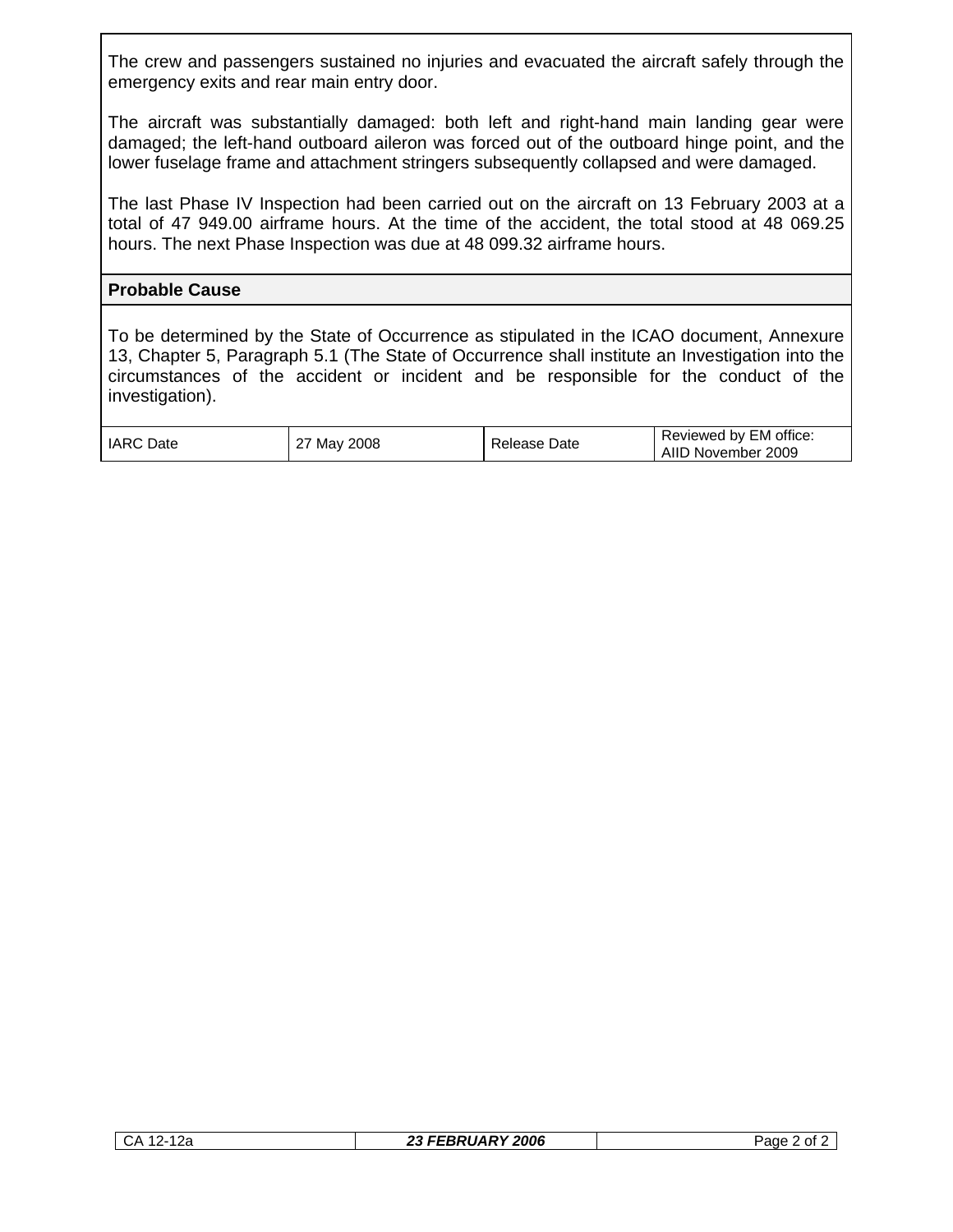The crew and passengers sustained no injuries and evacuated the aircraft safely through the emergency exits and rear main entry door.

The aircraft was substantially damaged: both left and right-hand main landing gear were damaged; the left-hand outboard aileron was forced out of the outboard hinge point, and the lower fuselage frame and attachment stringers subsequently collapsed and were damaged.

The last Phase IV Inspection had been carried out on the aircraft on 13 February 2003 at a total of 47 949.00 airframe hours. At the time of the accident, the total stood at 48 069.25 hours. The next Phase Inspection was due at 48 099.32 airframe hours.

## Probable Cause

To be determined by the State of Occurrence as stipulated in the ICAO document, Annexure 13, Chapter 5, Paragraph 5.1 (The State of Occurrence shall institute an Investigation into the circumstances of the accident or incident and be responsible for the conduct of the investigation).

| | | | |
|---|---|---|---|
| IARC Date | 27 May 2008 | Release Date | Reviewed by EM office: AIID November 2009 |